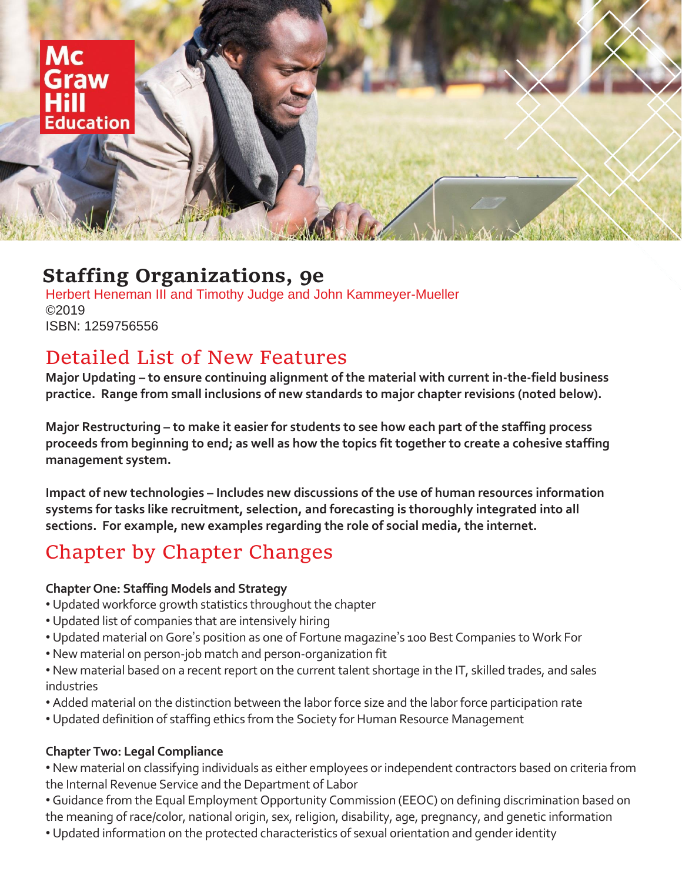# Staffing Organizations, 9e

Herbert Heneman III and Timothy Judge and John Kammeyer-Mueller
©2019
ISBN: 1259756556

## Detailed List of New Features

**Major Updating – to ensure continuing alignment of the material with current in-the-field business practice. Range from small inclusions of new standards to major chapter revisions (noted below).**

**Major Restructuring – to make it easier for students to see how each part of the staffing process proceeds from beginning to end; as well as how the topics fit together to create a cohesive staffing management system.**

**Impact of new technologies – Includes new discussions of the use of human resources information systems for tasks like recruitment, selection, and forecasting is thoroughly integrated into all sections. For example, new examples regarding the role of social media, the internet.**

## Chapter by Chapter Changes

### Chapter One: Staffing Models and Strategy

- Updated workforce growth statistics throughout the chapter
- Updated list of companies that are intensively hiring
- Updated material on Gore's position as one of Fortune magazine's 100 Best Companies to Work For
- New material on person-job match and person-organization fit
- New material based on a recent report on the current talent shortage in the IT, skilled trades, and sales industries
- Added material on the distinction between the labor force size and the labor force participation rate
- Updated definition of staffing ethics from the Society for Human Resource Management

### Chapter Two: Legal Compliance

- New material on classifying individuals as either employees or independent contractors based on criteria from the Internal Revenue Service and the Department of Labor
- Guidance from the Equal Employment Opportunity Commission (EEOC) on defining discrimination based on the meaning of race/color, national origin, sex, religion, disability, age, pregnancy, and genetic information
- Updated information on the protected characteristics of sexual orientation and gender identity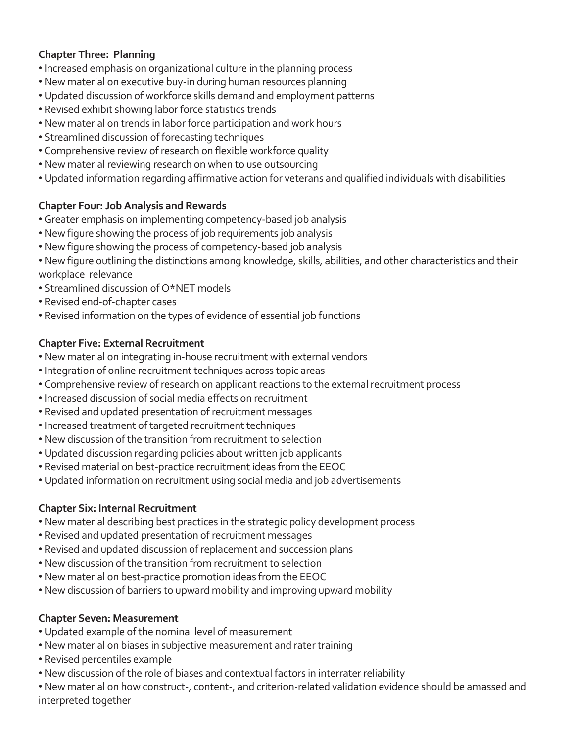**Chapter Three: Planning**

- Increased emphasis on organizational culture in the planning process
- New material on executive buy-in during human resources planning
- Updated discussion of workforce skills demand and employment patterns
- Revised exhibit showing labor force statistics trends
- New material on trends in labor force participation and work hours
- Streamlined discussion of forecasting techniques
- Comprehensive review of research on flexible workforce quality
- New material reviewing research on when to use outsourcing
- Updated information regarding affirmative action for veterans and qualified individuals with disabilities

**Chapter Four: Job Analysis and Rewards**

- Greater emphasis on implementing competency-based job analysis
- New figure showing the process of job requirements job analysis
- New figure showing the process of competency-based job analysis
- New figure outlining the distinctions among knowledge, skills, abilities, and other characteristics and their workplace relevance
- Streamlined discussion of O*NET models
- Revised end-of-chapter cases
- Revised information on the types of evidence of essential job functions

**Chapter Five: External Recruitment**

- New material on integrating in-house recruitment with external vendors
- Integration of online recruitment techniques across topic areas
- Comprehensive review of research on applicant reactions to the external recruitment process
- Increased discussion of social media effects on recruitment
- Revised and updated presentation of recruitment messages
- Increased treatment of targeted recruitment techniques
- New discussion of the transition from recruitment to selection
- Updated discussion regarding policies about written job applicants
- Revised material on best-practice recruitment ideas from the EEOC
- Updated information on recruitment using social media and job advertisements

**Chapter Six: Internal Recruitment**

- New material describing best practices in the strategic policy development process
- Revised and updated presentation of recruitment messages
- Revised and updated discussion of replacement and succession plans
- New discussion of the transition from recruitment to selection
- New material on best-practice promotion ideas from the EEOC
- New discussion of barriers to upward mobility and improving upward mobility

**Chapter Seven: Measurement**

- Updated example of the nominal level of measurement
- New material on biases in subjective measurement and rater training
- Revised percentiles example
- New discussion of the role of biases and contextual factors in interrater reliability
- New material on how construct-, content-, and criterion-related validation evidence should be amassed and interpreted together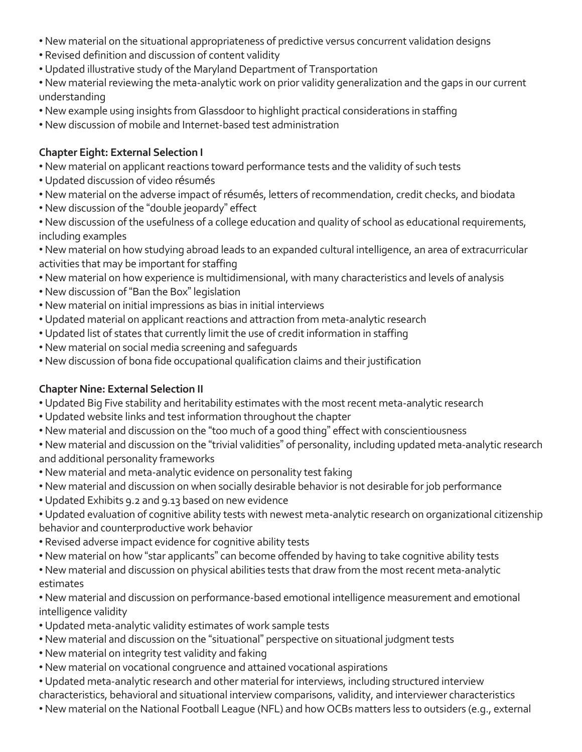- New material on the situational appropriateness of predictive versus concurrent validation designs
- Revised definition and discussion of content validity
- Updated illustrative study of the Maryland Department of Transportation
- New material reviewing the meta-analytic work on prior validity generalization and the gaps in our current understanding
- New example using insights from Glassdoor to highlight practical considerations in staffing
- New discussion of mobile and Internet-based test administration

**Chapter Eight: External Selection I**

- New material on applicant reactions toward performance tests and the validity of such tests
- Updated discussion of video résumés
- New material on the adverse impact of résumés, letters of recommendation, credit checks, and biodata
- New discussion of the "double jeopardy" effect
- New discussion of the usefulness of a college education and quality of school as educational requirements, including examples
- New material on how studying abroad leads to an expanded cultural intelligence, an area of extracurricular activities that may be important for staffing
- New material on how experience is multidimensional, with many characteristics and levels of analysis
- New discussion of "Ban the Box" legislation
- New material on initial impressions as bias in initial interviews
- Updated material on applicant reactions and attraction from meta-analytic research
- Updated list of states that currently limit the use of credit information in staffing
- New material on social media screening and safeguards
- New discussion of bona fide occupational qualification claims and their justification

**Chapter Nine: External Selection II**

- Updated Big Five stability and heritability estimates with the most recent meta-analytic research
- Updated website links and test information throughout the chapter
- New material and discussion on the "too much of a good thing" effect with conscientiousness
- New material and discussion on the "trivial validities" of personality, including updated meta-analytic research and additional personality frameworks
- New material and meta-analytic evidence on personality test faking
- New material and discussion on when socially desirable behavior is not desirable for job performance
- Updated Exhibits 9.2 and 9.13 based on new evidence
- Updated evaluation of cognitive ability tests with newest meta-analytic research on organizational citizenship behavior and counterproductive work behavior
- Revised adverse impact evidence for cognitive ability tests
- New material on how "star applicants" can become offended by having to take cognitive ability tests
- New material and discussion on physical abilities tests that draw from the most recent meta-analytic estimates
- New material and discussion on performance-based emotional intelligence measurement and emotional intelligence validity
- Updated meta-analytic validity estimates of work sample tests
- New material and discussion on the "situational" perspective on situational judgment tests
- New material on integrity test validity and faking
- New material on vocational congruence and attained vocational aspirations
- Updated meta-analytic research and other material for interviews, including structured interview characteristics, behavioral and situational interview comparisons, validity, and interviewer characteristics
- New material on the National Football League (NFL) and how OCBs matters less to outsiders (e.g., external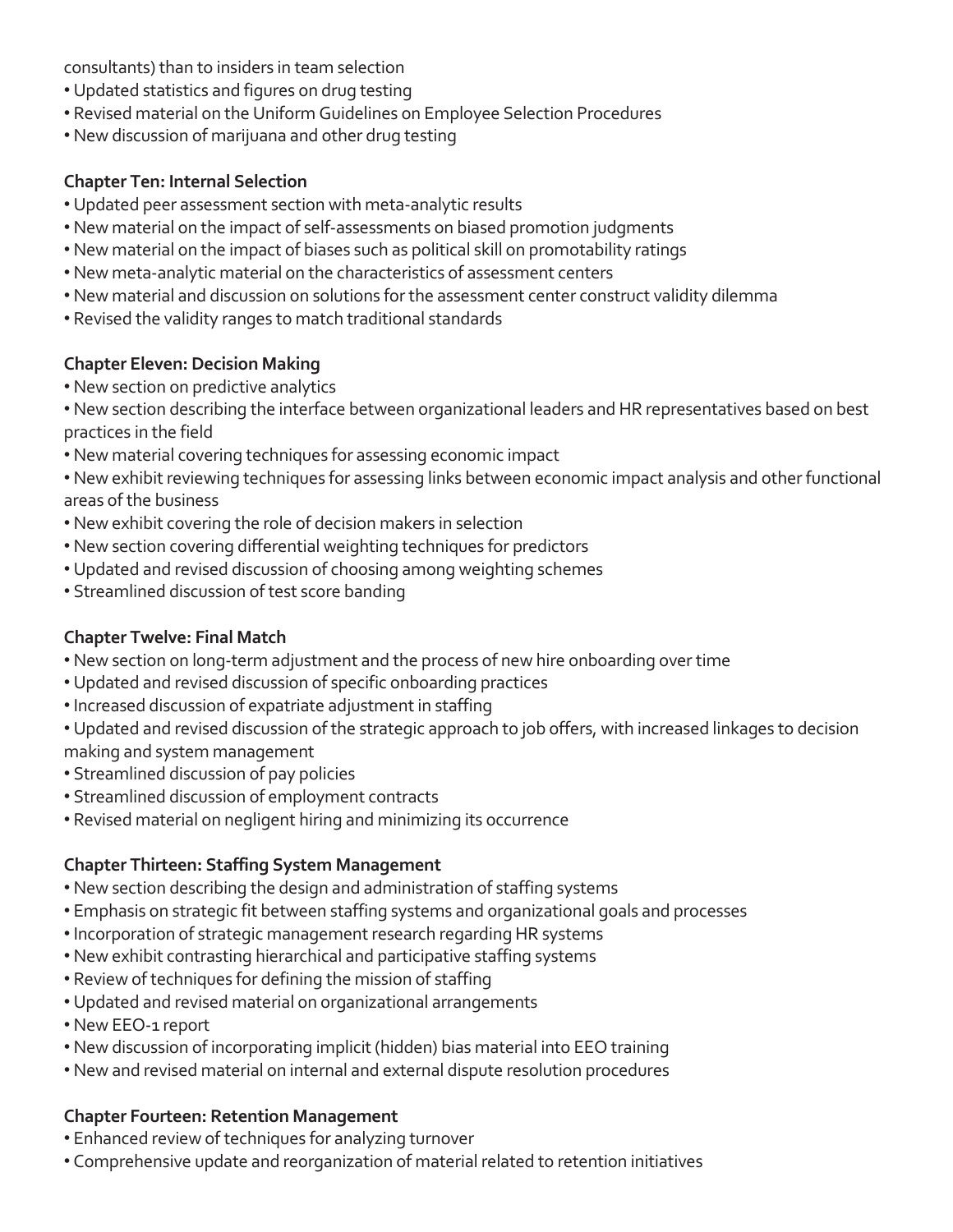consultants) than to insiders in team selection

- Updated statistics and figures on drug testing
- Revised material on the Uniform Guidelines on Employee Selection Procedures
- New discussion of marijuana and other drug testing

**Chapter Ten: Internal Selection**

- Updated peer assessment section with meta-analytic results
- New material on the impact of self-assessments on biased promotion judgments
- New material on the impact of biases such as political skill on promotability ratings
- New meta-analytic material on the characteristics of assessment centers
- New material and discussion on solutions for the assessment center construct validity dilemma
- Revised the validity ranges to match traditional standards

**Chapter Eleven: Decision Making**

- New section on predictive analytics
- New section describing the interface between organizational leaders and HR representatives based on best practices in the field
- New material covering techniques for assessing economic impact
- New exhibit reviewing techniques for assessing links between economic impact analysis and other functional areas of the business
- New exhibit covering the role of decision makers in selection
- New section covering differential weighting techniques for predictors
- Updated and revised discussion of choosing among weighting schemes
- Streamlined discussion of test score banding

**Chapter Twelve: Final Match**

- New section on long-term adjustment and the process of new hire onboarding over time
- Updated and revised discussion of specific onboarding practices
- Increased discussion of expatriate adjustment in staffing
- Updated and revised discussion of the strategic approach to job offers, with increased linkages to decision making and system management
- Streamlined discussion of pay policies
- Streamlined discussion of employment contracts
- Revised material on negligent hiring and minimizing its occurrence

**Chapter Thirteen: Staffing System Management**

- New section describing the design and administration of staffing systems
- Emphasis on strategic fit between staffing systems and organizational goals and processes
- Incorporation of strategic management research regarding HR systems
- New exhibit contrasting hierarchical and participative staffing systems
- Review of techniques for defining the mission of staffing
- Updated and revised material on organizational arrangements
- New EEO-1 report
- New discussion of incorporating implicit (hidden) bias material into EEO training
- New and revised material on internal and external dispute resolution procedures

**Chapter Fourteen: Retention Management**

- Enhanced review of techniques for analyzing turnover
- Comprehensive update and reorganization of material related to retention initiatives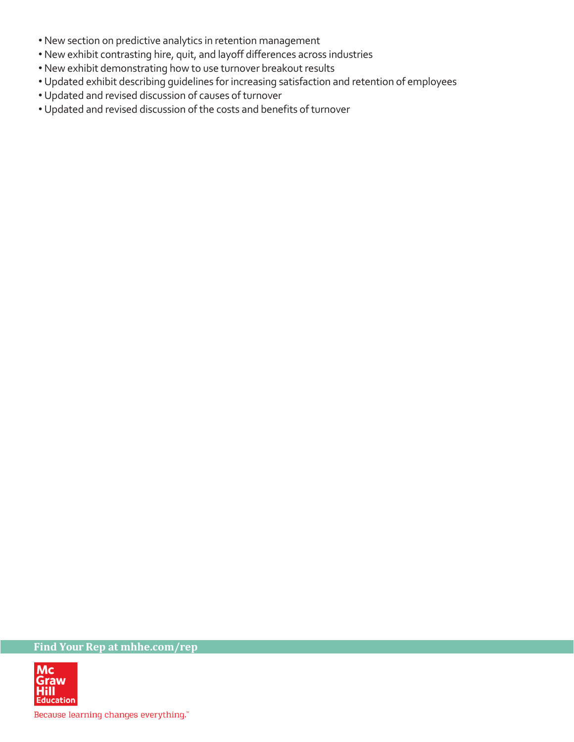- New section on predictive analytics in retention management
- New exhibit contrasting hire, quit, and layoff differences across industries
- New exhibit demonstrating how to use turnover breakout results
- Updated exhibit describing guidelines for increasing satisfaction and retention of employees
- Updated and revised discussion of causes of turnover
- Updated and revised discussion of the costs and benefits of turnover

**Find Your Rep at mhhe.com/rep**

Mc Graw Hill Education

Because learning changes everything.™